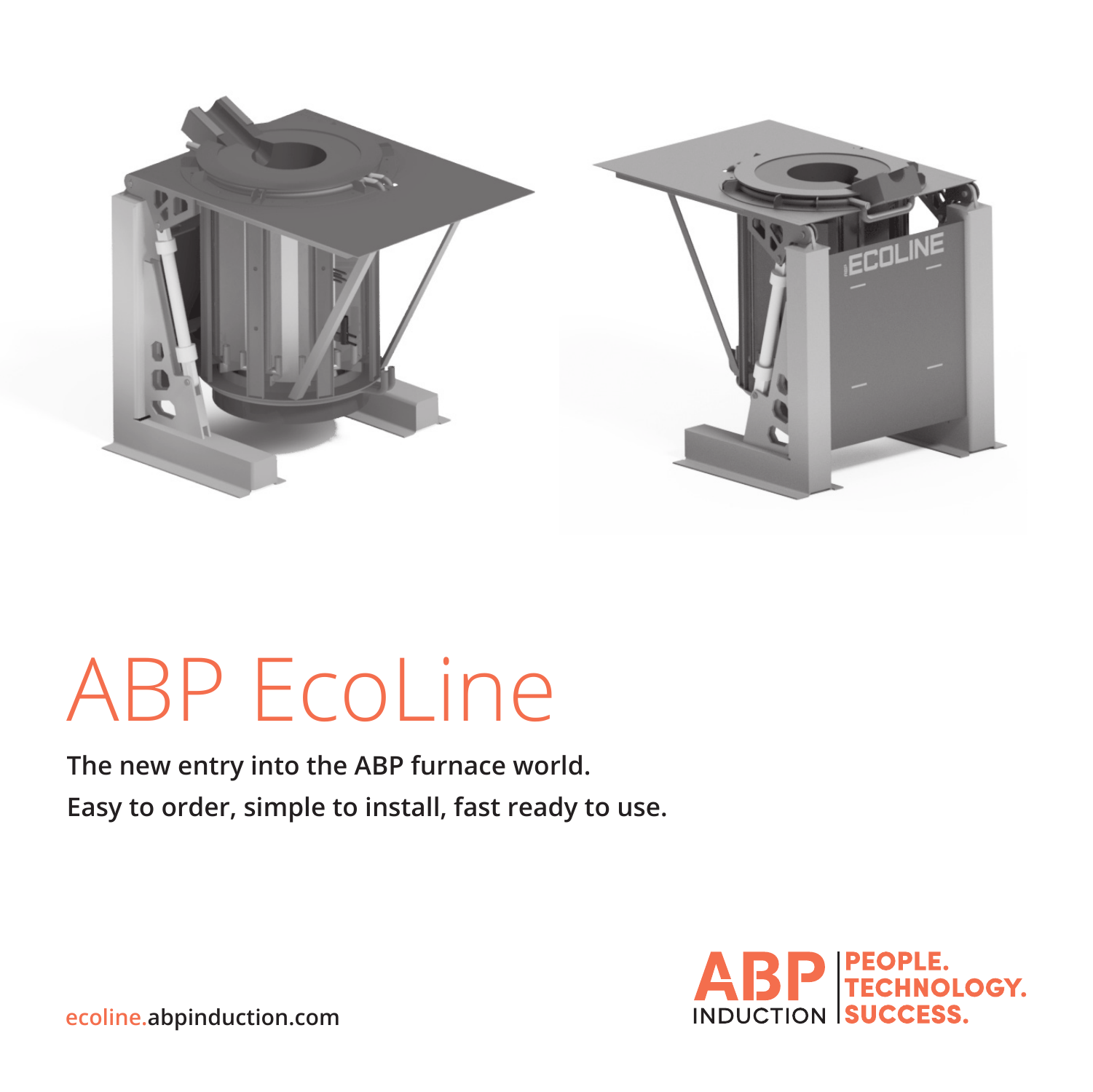# ABP EcoLine

**The new entry into the ABP furnace world.**
**Easy to order, simple to install, fast ready to use.**

ecoline.abpinduction.com

ABP INDUCTION | PEOPLE. TECHNOLOGY. SUCCESS.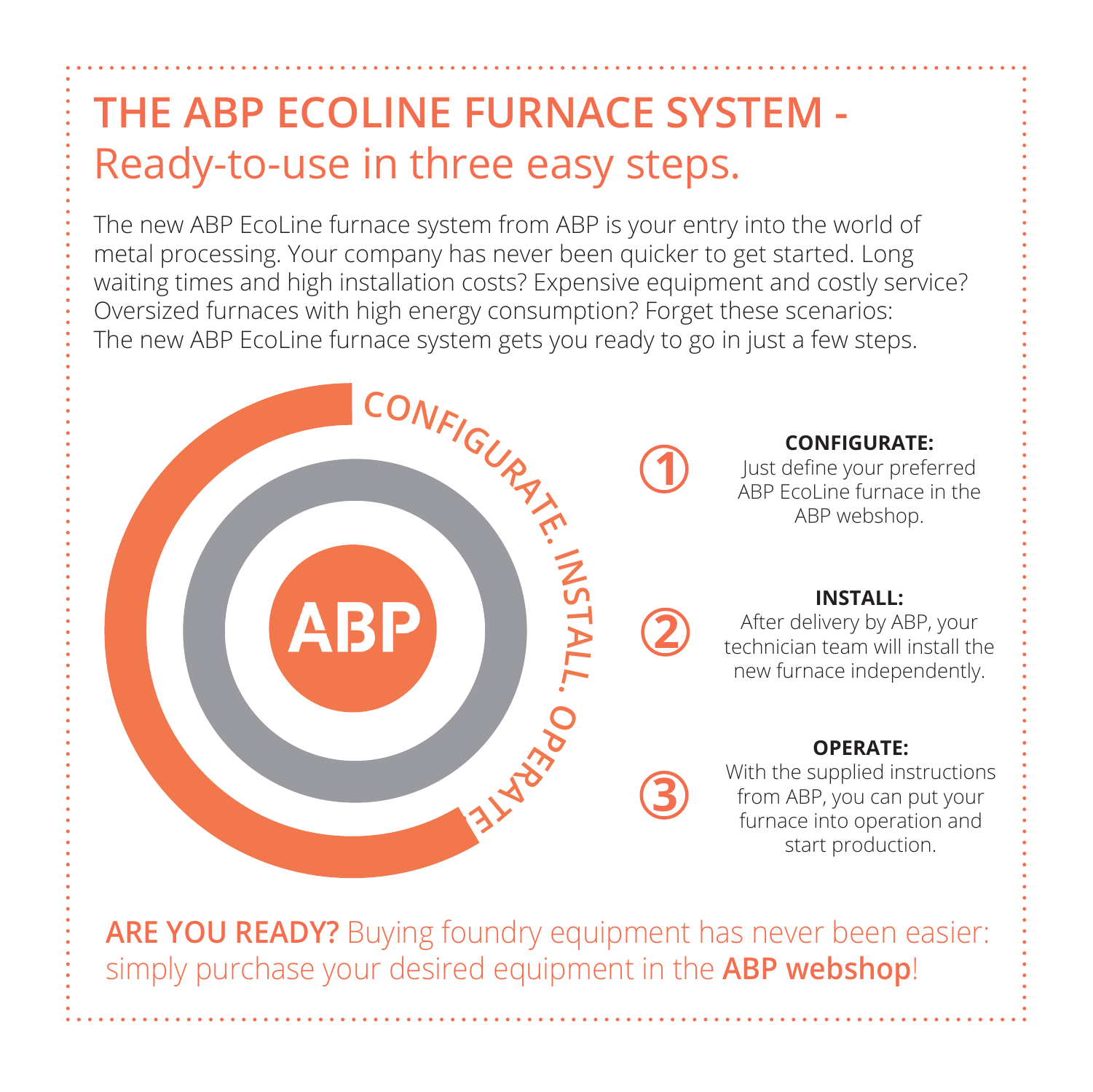# THE ABP ECOLINE FURNACE SYSTEM - Ready-to-use in three easy steps.

The new ABP EcoLine furnace system from ABP is your entry into the world of metal processing. Your company has never been quicker to get started. Long waiting times and high installation costs? Expensive equipment and costly service? Oversized furnaces with high energy consumption? Forget these scenarios: The new ABP EcoLine furnace system gets you ready to go in just a few steps.

CONFIGURATE. INSTALL. OPERATE.

ABP

1. **CONFIGURATE:** Just define your preferred ABP EcoLine furnace in the ABP webshop.

2. **INSTALL:** After delivery by ABP, your technician team will install the new furnace independently.

3. **OPERATE:** With the supplied instructions from ABP, you can put your furnace into operation and start production.

**ARE YOU READY?** Buying foundry equipment has never been easier: simply purchase your desired equipment in the **ABP webshop**!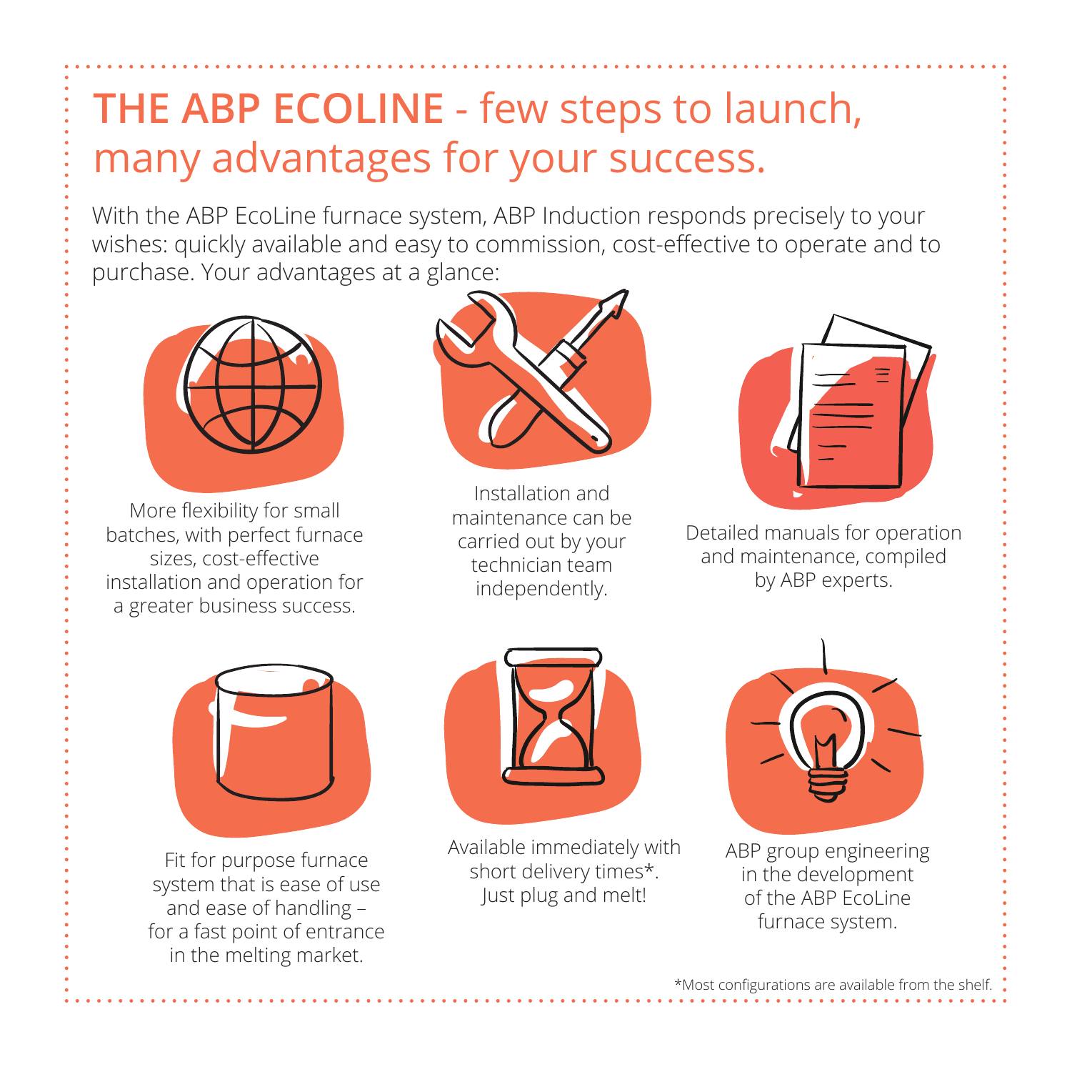# **THE ABP ECOLINE** - few steps to launch, many advantages for your success.

With the ABP EcoLine furnace system, ABP Induction responds precisely to your wishes: quickly available and easy to commission, cost-effective to operate and to purchase. Your advantages at a glance:

- More flexibility for small batches, with perfect furnace sizes, cost-effective installation and operation for a greater business success.
- Installation and maintenance can be carried out by your technician team independently.
- Detailed manuals for operation and maintenance, compiled by ABP experts.
- Fit for purpose furnace system that is ease of use and ease of handling – for a fast point of entrance in the melting market.
- Available immediately with short delivery times*. Just plug and melt!
- ABP group engineering in the development of the ABP EcoLine furnace system.

*Most configurations are available from the shelf.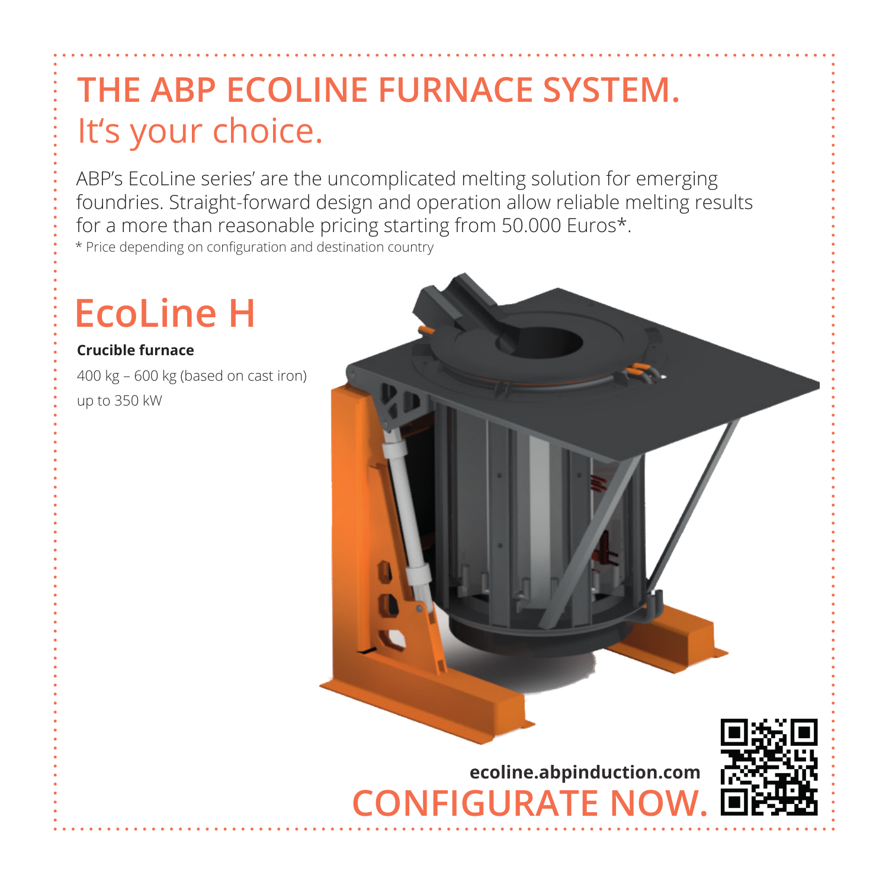# THE ABP ECOLINE FURNACE SYSTEM.

## It‘s your choice.

ABP’s EcoLine series’ are the uncomplicated melting solution for emerging foundries. Straight-forward design and operation allow reliable melting results for a more than reasonable pricing starting from 50.000 Euros*.

* Price depending on configuration and destination country

## EcoLine H

**Crucible furnace**

400 kg – 600 kg (based on cast iron)

up to 350 kW

**ecoline.abpinduction.com**

CONFIGURATE NOW.